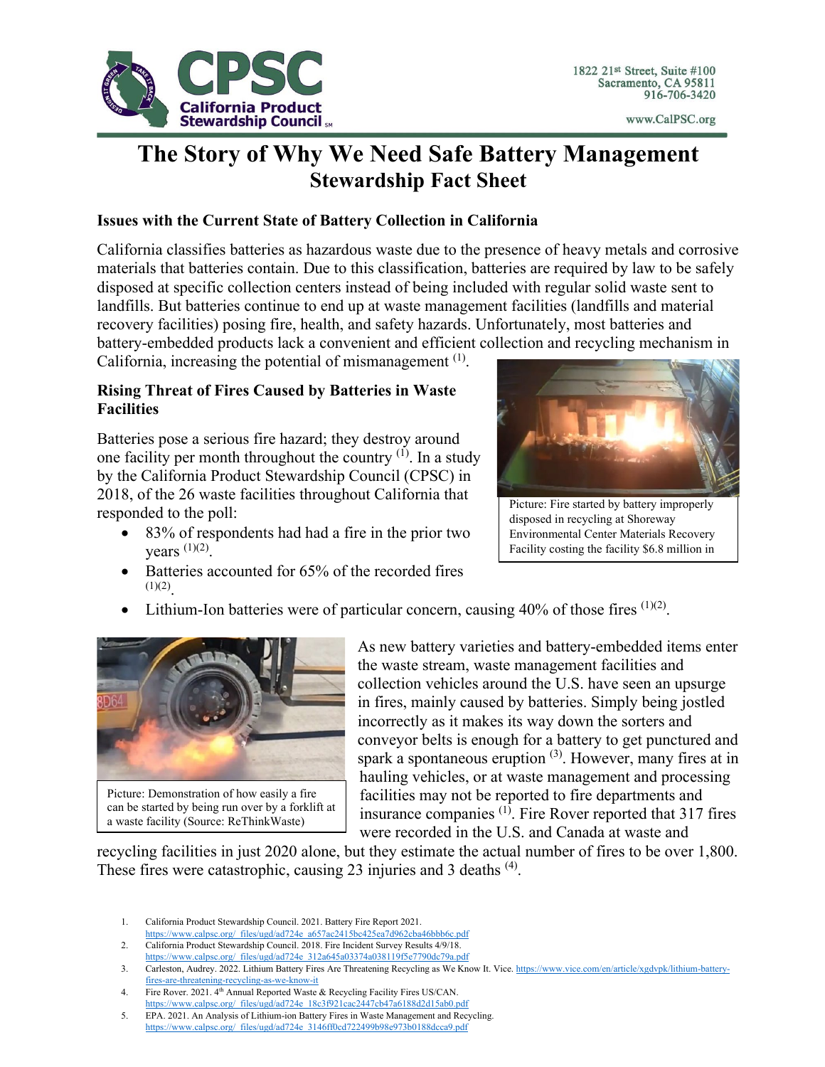# The Story of Why We Need Safe Battery Management

## Stewardship Fact Sheet

### Issues with the Current State of Battery Collection in California

California classifies batteries as hazardous waste due to the presence of heavy metals and corrosive materials that batteries contain. Due to this classification, batteries are required by law to be safely disposed at specific collection centers instead of being included with regular solid waste sent to landfills. But batteries continue to end up at waste management facilities (landfills and material recovery facilities) posing fire, health, and safety hazards. Unfortunately, most batteries and battery-embedded products lack a convenient and efficient collection and recycling mechanism in California, increasing the potential of mismanagement [1].

### Rising Threat of Fires Caused by Batteries in Waste Facilities

Batteries pose a serious fire hazard; they destroy around one facility per month throughout the country [1]. In a study by the California Product Stewardship Council (CPSC) in 2018, of the 26 waste facilities throughout California that responded to the poll:

- 83% of respondents had had a fire in the prior two years [1][2].
- Batteries accounted for 65% of the recorded fires [1][2].
- Lithium-Ion batteries were of particular concern, causing 40% of those fires [1][2].

Picture: Fire started by battery improperly disposed in recycling at Shoreway Environmental Center Materials Recovery Facility costing the facility $6.8 million in

Picture: Demonstration of how easily a fire can be started by being run over by a forklift at a waste facility (Source: ReThinkWaste)

As new battery varieties and battery-embedded items enter the waste stream, waste management facilities and collection vehicles around the U.S. have seen an upsurge in fires, mainly caused by batteries. Simply being jostled incorrectly as it makes its way down the sorters and conveyor belts is enough for a battery to get punctured and spark a spontaneous eruption [3]. However, many fires at in hauling vehicles, or at waste management and processing facilities may not be reported to fire departments and insurance companies [1]. Fire Rover reported that 317 fires were recorded in the U.S. and Canada at waste and recycling facilities in just 2020 alone, but they estimate the actual number of fires to be over 1,800. These fires were catastrophic, causing 23 injuries and 3 deaths [4].

1. California Product Stewardship Council. 2021. Battery Fire Report 2021. https://www.calpsc.org/_files/ugd/ad724e_a657ac2415bc425ea7d962cba46bbb6c.pdf
2. California Product Stewardship Council. 2018. Fire Incident Survey Results 4/9/18. https://www.calpsc.org/_files/ugd/ad724e_312a645a03374a038119f5e7790dc79a.pdf
3. Carleston, Audrey. 2022. Lithium Battery Fires Are Threatening Recycling as We Know It. Vice. https://www.vice.com/en/article/xgdvpk/lithium-battery-fires-are-threatening-recycling-as-we-know-it
4. Fire Rover. 2021. 4th Annual Reported Waste & Recycling Facility Fires US/CAN. https://www.calpsc.org/_files/ugd/ad724e_18c3f921cac2447cb47a6188d2d15ab0.pdf
5. EPA. 2021. An Analysis of Lithium-ion Battery Fires in Waste Management and Recycling. https://www.calpsc.org/_files/ugd/ad724e_3146ff0cd722499b98e973b0188dcca9.pdf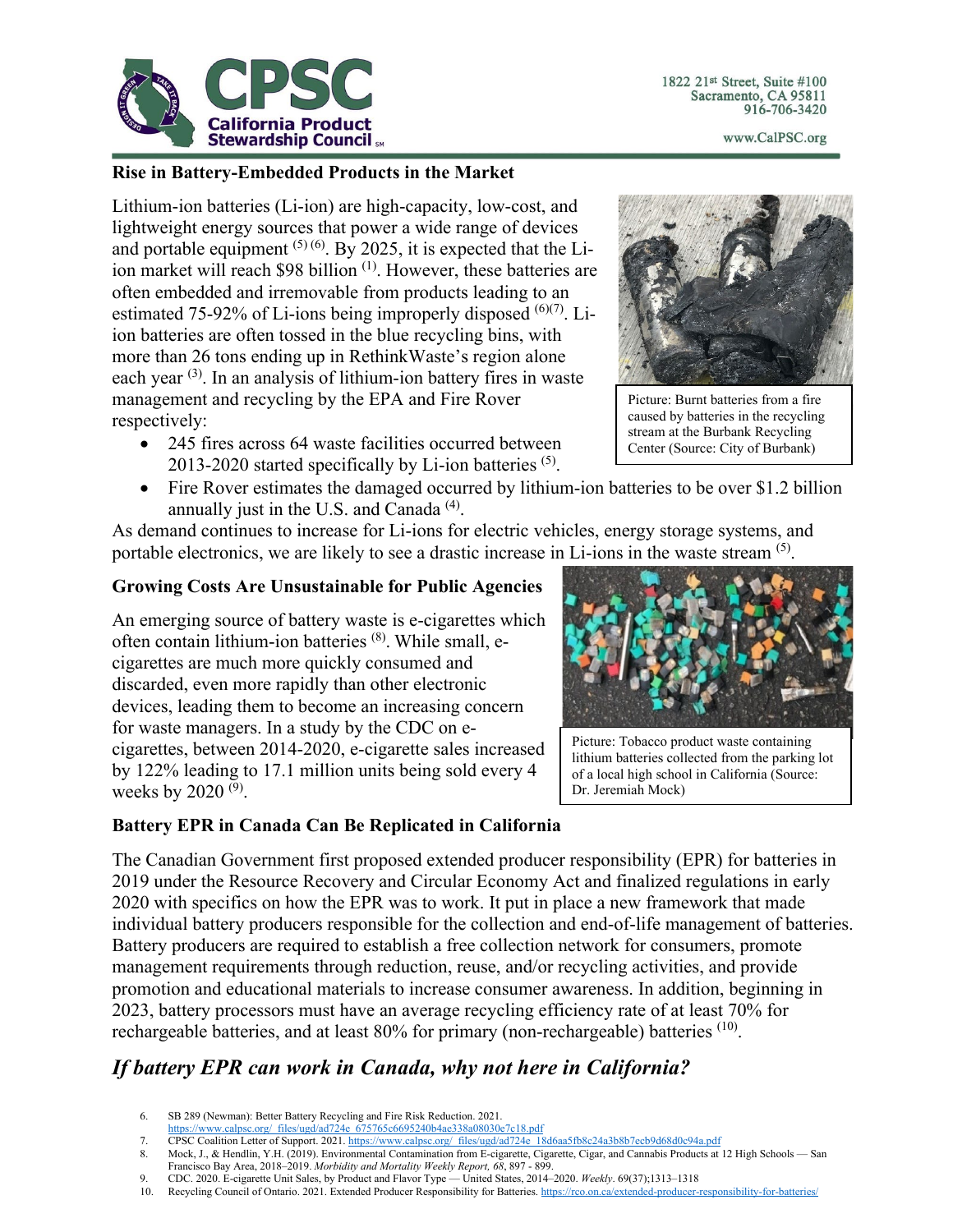## Rise in Battery-Embedded Products in the Market

Lithium-ion batteries (Li-ion) are high-capacity, low-cost, and lightweight energy sources that power a wide range of devices and portable equipment [5] [6]. By 2025, it is expected that the Li-ion market will reach $98 billion [1]. However, these batteries are often embedded and irremovable from products leading to an estimated 75-92% of Li-ions being improperly disposed [6][7]. Li-ion batteries are often tossed in the blue recycling bins, with more than 26 tons ending up in RethinkWaste's region alone each year [3]. In an analysis of lithium-ion battery fires in waste management and recycling by the EPA and Fire Rover respectively:

- 245 fires across 64 waste facilities occurred between 2013-2020 started specifically by Li-ion batteries [5].
- Fire Rover estimates the damaged occurred by lithium-ion batteries to be over $1.2 billion annually just in the U.S. and Canada [4].

Picture: Burnt batteries from a fire caused by batteries in the recycling stream at the Burbank Recycling Center (Source: City of Burbank)

As demand continues to increase for Li-ions for electric vehicles, energy storage systems, and portable electronics, we are likely to see a drastic increase in Li-ions in the waste stream [5].

## Growing Costs Are Unsustainable for Public Agencies

An emerging source of battery waste is e-cigarettes which often contain lithium-ion batteries [8]. While small, e-cigarettes are much more quickly consumed and discarded, even more rapidly than other electronic devices, leading them to become an increasing concern for waste managers. In a study by the CDC on e-cigarettes, between 2014-2020, e-cigarette sales increased by 122% leading to 17.1 million units being sold every 4 weeks by 2020 [9].

Picture: Tobacco product waste containing lithium batteries collected from the parking lot of a local high school in California (Source: Dr. Jeremiah Mock)

## Battery EPR in Canada Can Be Replicated in California

The Canadian Government first proposed extended producer responsibility (EPR) for batteries in 2019 under the Resource Recovery and Circular Economy Act and finalized regulations in early 2020 with specifics on how the EPR was to work. It put in place a new framework that made individual battery producers responsible for the collection and end-of-life management of batteries. Battery producers are required to establish a free collection network for consumers, promote management requirements through reduction, reuse, and/or recycling activities, and provide promotion and educational materials to increase consumer awareness. In addition, beginning in 2023, battery processors must have an average recycling efficiency rate of at least 70% for rechargeable batteries, and at least 80% for primary (non-rechargeable) batteries [10].

## *If battery EPR can work in Canada, why not here in California?*

6. SB 289 (Newman): Better Battery Recycling and Fire Risk Reduction. 2021. https://www.calpsc.org/_files/ugd/ad724e_675765c6695240b4ae338a08030e7c18.pdf
7. CPSC Coalition Letter of Support. 2021. https://www.calpsc.org/_files/ugd/ad724e_18d6aa5fb8c24a3b8b7ecb9d68d0c94a.pdf
8. Mock, J., & Hendlin, Y.H. (2019). Environmental Contamination from E-cigarette, Cigarette, Cigar, and Cannabis Products at 12 High Schools — San Francisco Bay Area, 2018–2019. *Morbidity and Mortality Weekly Report, 68*, 897 - 899.
9. CDC. 2020. E-cigarette Unit Sales, by Product and Flavor Type — United States, 2014–2020. *Weekly*. 69(37);1313–1318
10. Recycling Council of Ontario. 2021. Extended Producer Responsibility for Batteries. https://rco.on.ca/extended-producer-responsibility-for-batteries/